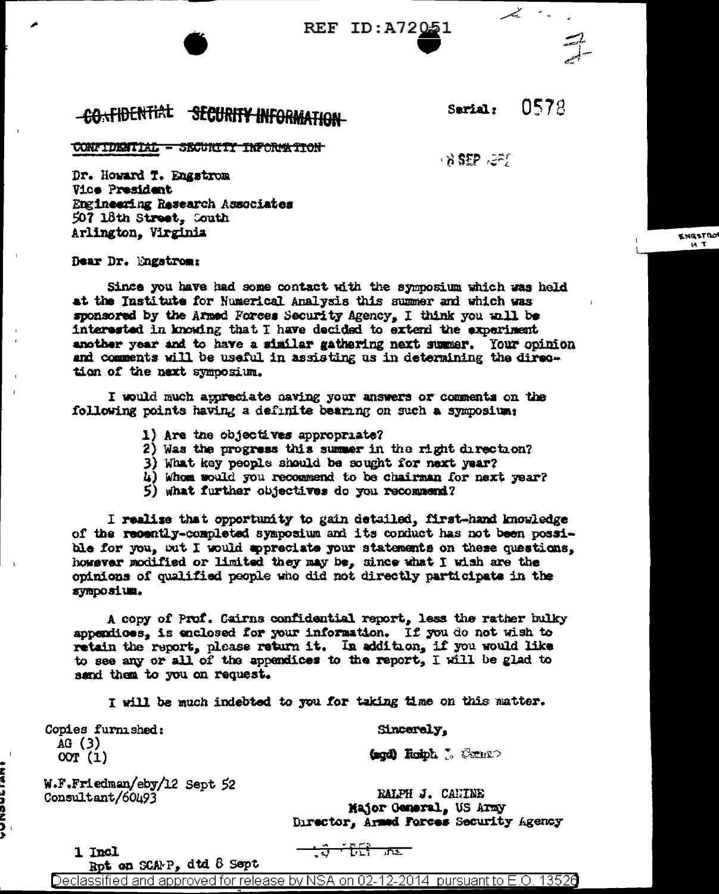REF ID:A72051

~~CONFIDENTIAL~~ ~~SECURITY INFORMATION~~

Serial: 0578

~~CONFIDENTIAL - SECURITY INFORMATION~~

8 SEP 52

Dr. Howard T. Engstrom
Vice President
Engineering Research Associates
507 18th Street, South
Arlington, Virginia

Dear Dr. Engstrom:

Since you have had some contact with the symposium which was held at the Institute for Numerical Analysis this summer and which was sponsored by the Armed Forces Security Agency, I think you will be interested in knowing that I have decided to extend the experiment another year and to have a similar gathering next summer. Your opinion and comments will be useful in assisting us in determining the direction of the next symposium.

I would much appreciate having your answers or comments on the following points having a definite bearing on such a symposium:

1) Are the objectives appropriate?
2) Was the progress this summer in the right direction?
3) What key people should be sought for next year?
4) Whom would you recommend to be chairman for next year?
5) What further objectives do you recommend?

I realize that opportunity to gain detailed, first-hand knowledge of the recently-completed symposium and its conduct has not been possible for you, but I would appreciate your statements on these questions, however modified or limited they may be, since what I wish are the opinions of qualified people who did not directly participate in the symposium.

A copy of Prof. Cairns confidential report, less the rather bulky appendices, is enclosed for your information. If you do not wish to retain the report, please return it. In addition, if you would like to see any or all of the appendices to the report, I will be glad to send them to you on request.

I will be much indebted to you for taking time on this matter.

Copies furnished:
AG (3)
OOT (1)

Sincerely,

(sgd) Ralph J. Canine

W.F.Friedman/eby/12 Sept 52
Consultant/60493

RALPH J. CANINE
Major General, US Army
Director, Armed Forces Security Agency

1 Incl
Rpt on SCAMP, dtd 8 Sept

Declassified and approved for release by NSA on 02-12-2014 pursuant to E.O. 13526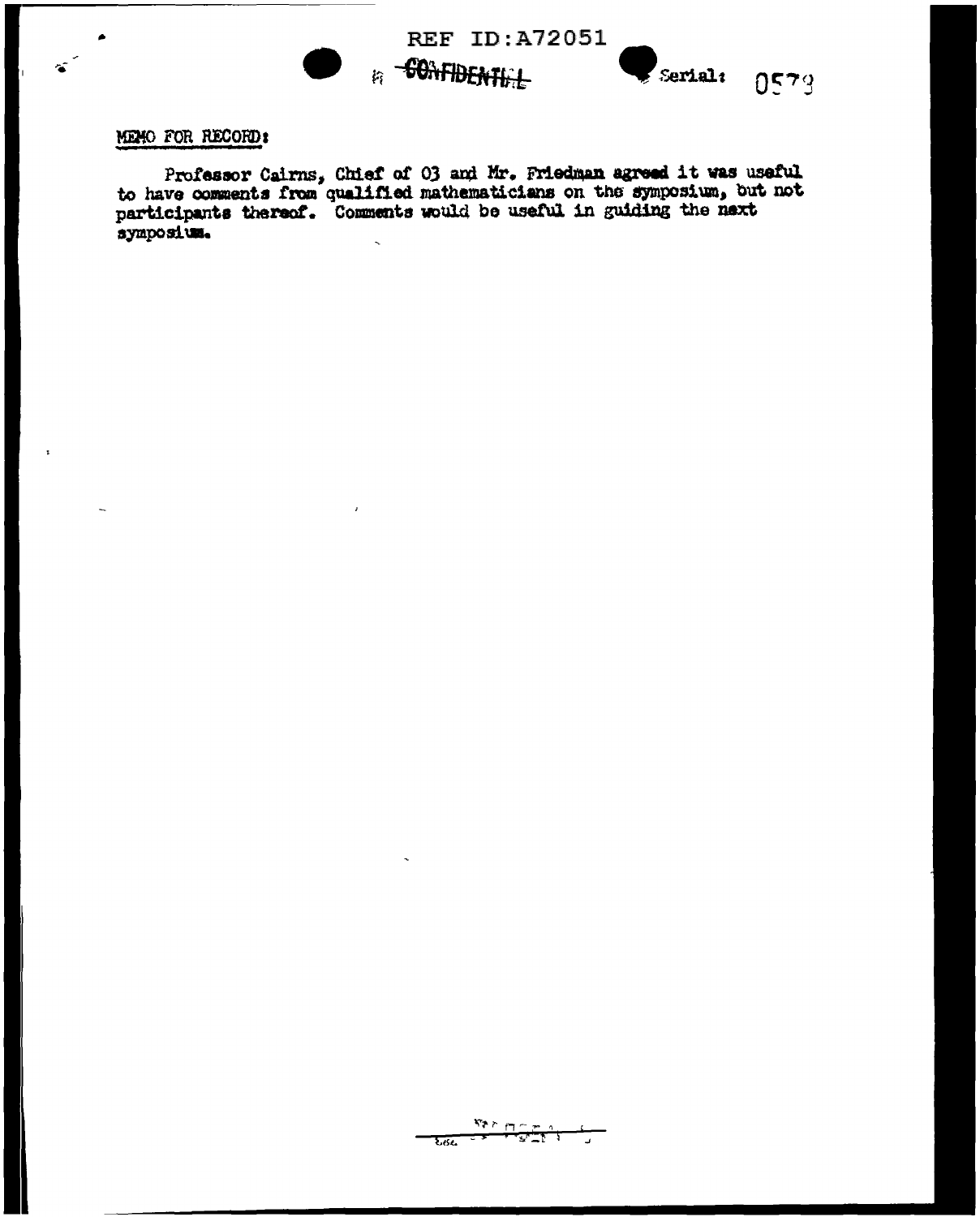REF ID:A72051

~~CONFIDENTIAL~~ Serial: 0579

MEMO FOR RECORD:

Professor Cairns, Chief of 03 and Mr. Friedman agreed it was useful to have comments from qualified mathematicians on the symposium, but not participants thereof. Comments would be useful in guiding the next symposium.